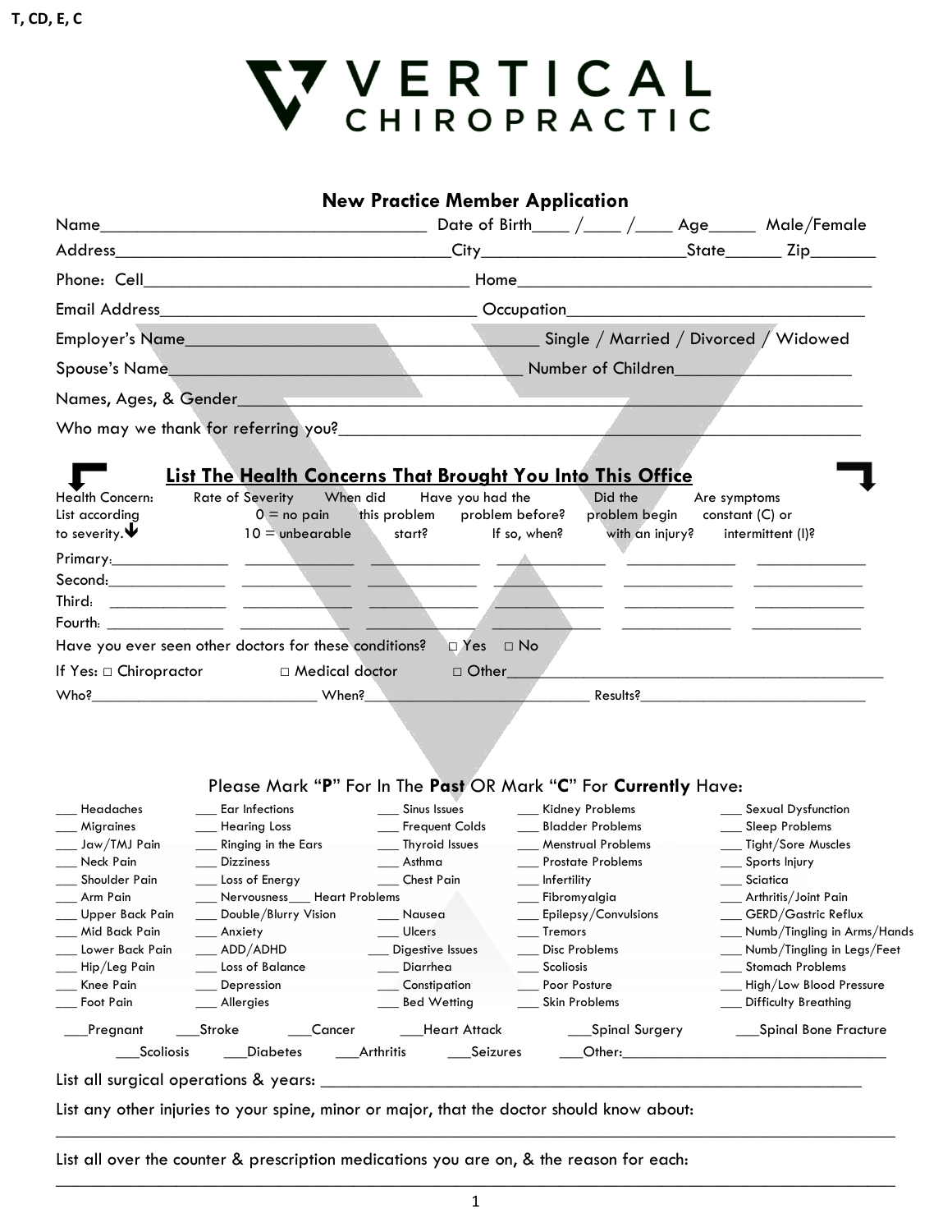T, CD, E, C

# VERTICAL CHIROPRACTIC

## New Practice Member Application

Name_________________________________ Date of Birth____ /____ /____ Age_____ Male/Female

Address____________________________________City______________________State______ Zip_______

Phone: Cell____________________________________ Home_______________________________________

Email Address___________________________________ Occupation__________________________________

Employer's Name______________________________________ Single / Married / Divorced / Widowed

Spouse's Name____________________________________ Number of Children___________________

Names, Ages, & Gender_____________________________________________________________________

Who may we thank for referring you?_______________________________________________________

### List The Health Concerns That Brought You Into This Office

| Health Concern: List according to severity. | Rate of Severity 0 = no pain 10 = unbearable | When did this problem start? | Have you had the problem before? If so, when? | Did the problem begin with an injury? | Are symptoms constant (C) or intermittent (I)? |
|---|---|---|---|---|---|
| Primary:______________ | | | | | |
| Second:______________ | | | | | |
| Third: ______________ | | | | | |
| Fourth: ______________ | | | | | |

Have you ever seen other doctors for these conditions? ☐ Yes ☐ No

If Yes: ☐ Chiropractor ☐ Medical doctor ☐ Other___________________________________________

Who?___________________________ When?_________________________ Results?___________________________

Please Mark "**P**" For In The **Past** OR Mark "**C**" For **Currently** Have:

| | | | | |
|---|---|---|---|---|
| ___ Headaches | ___ Ear Infections | ___ Sinus Issues | ___ Kidney Problems | ___ Sexual Dysfunction |
| ___ Migraines | ___ Hearing Loss | ___ Frequent Colds | ___ Bladder Problems | ___ Sleep Problems |
| ___ Jaw/TMJ Pain | ___ Ringing in the Ears | ___ Thyroid Issues | ___ Menstrual Problems | ___ Tight/Sore Muscles |
| ___ Neck Pain | ___ Dizziness | ___ Asthma | ___ Prostate Problems | ___ Sports Injury |
| ___ Shoulder Pain | ___ Loss of Energy | ___ Chest Pain | ___ Infertility | ___ Sciatica |
| ___ Arm Pain | ___ Nervousness___ Heart Problems | | ___ Fibromyalgia | ___ Arthritis/Joint Pain |
| ___ Upper Back Pain | ___ Double/Blurry Vision | ___ Nausea | ___ Epilepsy/Convulsions | ___ GERD/Gastric Reflux |
| ___ Mid Back Pain | ___ Anxiety | ___ Ulcers | ___ Tremors | ___ Numb/Tingling in Arms/Hands |
| ___ Lower Back Pain | ___ ADD/ADHD | ___ Digestive Issues | ___ Disc Problems | ___ Numb/Tingling in Legs/Feet |
| ___ Hip/Leg Pain | ___ Loss of Balance | ___ Diarrhea | ___ Scoliosis | ___ Stomach Problems |
| ___ Knee Pain | ___ Depression | ___ Constipation | ___ Poor Posture | ___ High/Low Blood Pressure |
| ___ Foot Pain | ___ Allergies | ___ Bed Wetting | ___ Skin Problems | ___ Difficulty Breathing |

___Pregnant ___Stroke ___Cancer ___Heart Attack ___Spinal Surgery ___Spinal Bone Fracture

___Scoliosis ___Diabetes ___Arthritis ___Seizures ___Other:_________________________________

List all surgical operations & years: ____________________________________________________________

List any other injuries to your spine, minor or major, that the doctor should know about:

______________________________________________________________________________________

List all over the counter & prescription medications you are on, & the reason for each:

______________________________________________________________________________________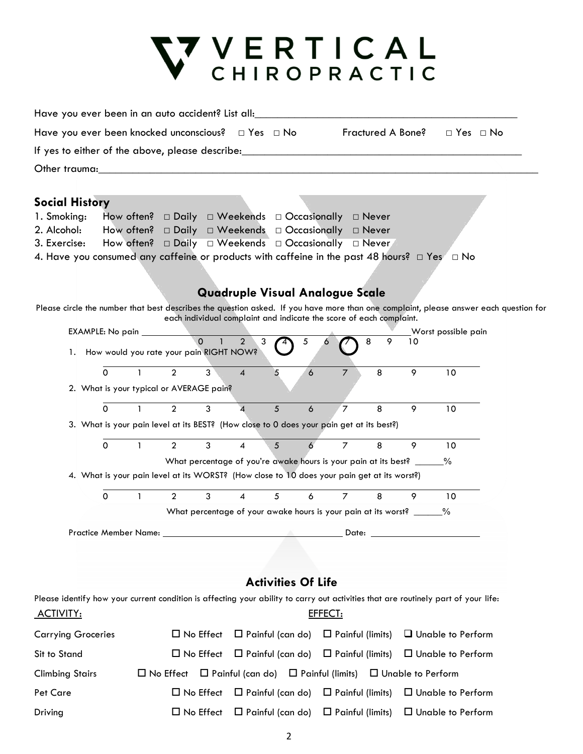# VERTICAL CHIROPRACTIC

Have you ever been in an auto accident? List all:_______________________________________________

Have you ever been knocked unconscious? □ Yes □ No Fractured A Bone? □ Yes □ No

If yes to either of the above, please describe:_______________________________________________

Other trauma:_______________________________________________________________________________

## Social History

1. Smoking: How often? □ Daily □ Weekends □ Occasionally □ Never
2. Alcohol: How often? □ Daily □ Weekends □ Occasionally □ Never
3. Exercise: How often? □ Daily □ Weekends □ Occasionally □ Never
4. Have you consumed any caffeine or products with caffeine in the past 48 hours? □ Yes □ No

## Quadruple Visual Analogue Scale

Please circle the number that best describes the question asked. If you have more than one complaint, please answer each question for each individual complaint and indicate the score of each complaint.

EXAMPLE: No pain ____________________________________________ Worst possible pain
0 1 2 3 (4) 5 6 (7) 8 9 10

1. How would you rate your pain RIGHT NOW?

0 1 2 3 4 5 6 7 8 9 10

2. What is your typical or AVERAGE pain?

0 1 2 3 4 5 6 7 8 9 10

3. What is your pain level at its BEST? (How close to 0 does your pain get at its best?)

0 1 2 3 4 5 6 7 8 9 10

What percentage of you're awake hours is your pain at its best? ______%

4. What is your pain level at its WORST? (How close to 10 does your pain get at its worst?)

0 1 2 3 4 5 6 7 8 9 10

What percentage of your awake hours is your pain at its worst? ______%

Practice Member Name: ____________________________________ Date: ______________________

## Activities Of Life

Please identify how your current condition is affecting your ability to carry out activities that are routinely part of your life:

| ACTIVITY: | EFFECT: | | | |
|---|---|---|---|---|
| Carrying Groceries | ☐ No Effect | ☐ Painful (can do) | ☐ Painful (limits) | ☐ Unable to Perform |
| Sit to Stand | ☐ No Effect | ☐ Painful (can do) | ☐ Painful (limits) | ☐ Unable to Perform |
| Climbing Stairs | ☐ No Effect | ☐ Painful (can do) | ☐ Painful (limits) | ☐ Unable to Perform |
| Pet Care | ☐ No Effect | ☐ Painful (can do) | ☐ Painful (limits) | ☐ Unable to Perform |
| Driving | ☐ No Effect | ☐ Painful (can do) | ☐ Painful (limits) | ☐ Unable to Perform |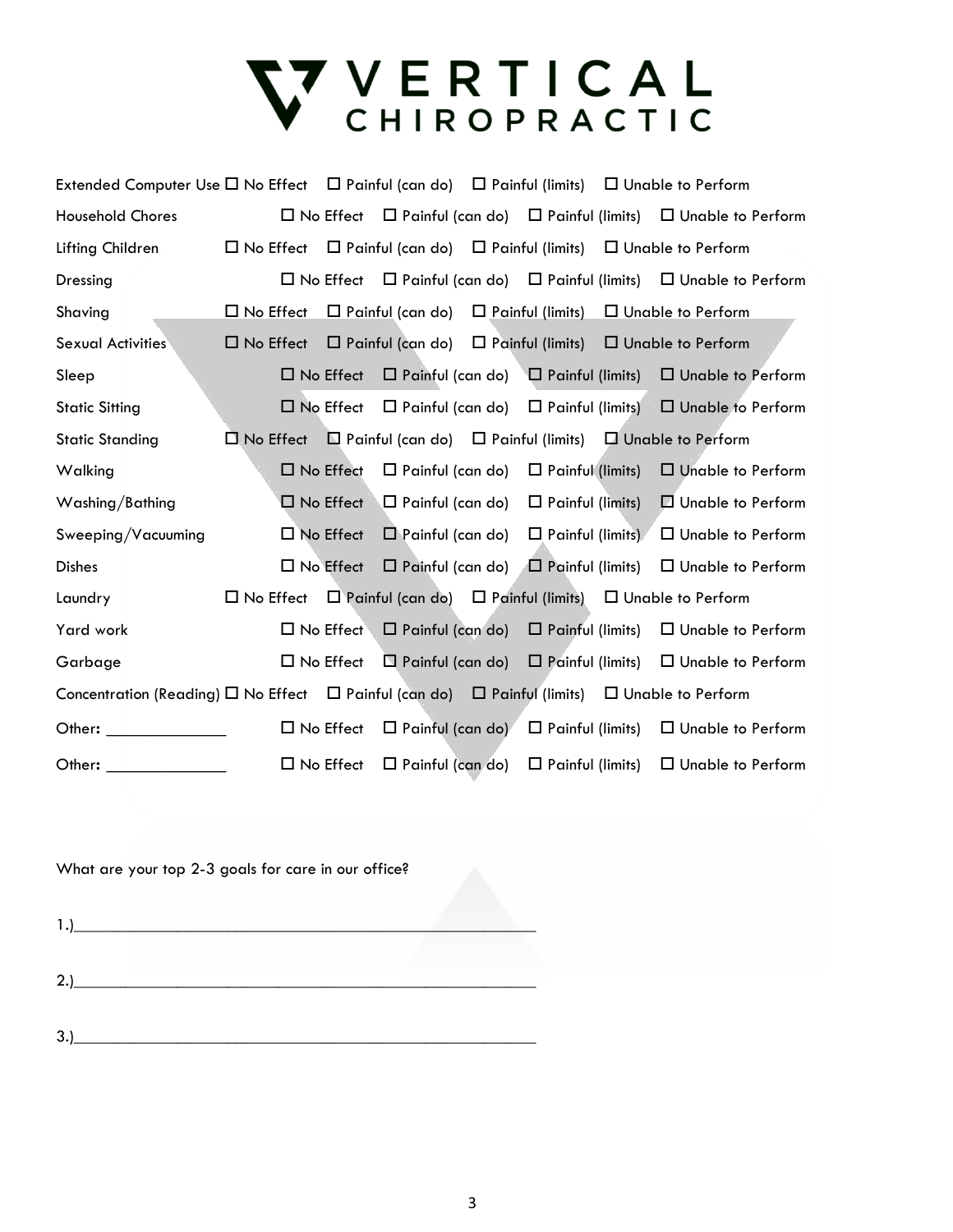# VERTICAL CHIROPRACTIC

| Activity | | | | |
|---|---|---|---|---|
| Extended Computer Use | ☐ No Effect | ☐ Painful (can do) | ☐ Painful (limits) | ☐ Unable to Perform |
| Household Chores | ☐ No Effect | ☐ Painful (can do) | ☐ Painful (limits) | ☐ Unable to Perform |
| Lifting Children | ☐ No Effect | ☐ Painful (can do) | ☐ Painful (limits) | ☐ Unable to Perform |
| Dressing | ☐ No Effect | ☐ Painful (can do) | ☐ Painful (limits) | ☐ Unable to Perform |
| Shaving | ☐ No Effect | ☐ Painful (can do) | ☐ Painful (limits) | ☐ Unable to Perform |
| Sexual Activities | ☐ No Effect | ☐ Painful (can do) | ☐ Painful (limits) | ☐ Unable to Perform |
| Sleep | ☐ No Effect | ☐ Painful (can do) | ☐ Painful (limits) | ☐ Unable to Perform |
| Static Sitting | ☐ No Effect | ☐ Painful (can do) | ☐ Painful (limits) | ☐ Unable to Perform |
| Static Standing | ☐ No Effect | ☐ Painful (can do) | ☐ Painful (limits) | ☐ Unable to Perform |
| Walking | ☐ No Effect | ☐ Painful (can do) | ☐ Painful (limits) | ☐ Unable to Perform |
| Washing/Bathing | ☐ No Effect | ☐ Painful (can do) | ☐ Painful (limits) | ☐ Unable to Perform |
| Sweeping/Vacuuming | ☐ No Effect | ☐ Painful (can do) | ☐ Painful (limits) | ☐ Unable to Perform |
| Dishes | ☐ No Effect | ☐ Painful (can do) | ☐ Painful (limits) | ☐ Unable to Perform |
| Laundry | ☐ No Effect | ☐ Painful (can do) | ☐ Painful (limits) | ☐ Unable to Perform |
| Yard work | ☐ No Effect | ☐ Painful (can do) | ☐ Painful (limits) | ☐ Unable to Perform |
| Garbage | ☐ No Effect | ☐ Painful (can do) | ☐ Painful (limits) | ☐ Unable to Perform |
| Concentration (Reading) | ☐ No Effect | ☐ Painful (can do) | ☐ Painful (limits) | ☐ Unable to Perform |
| Other: ______________ | ☐ No Effect | ☐ Painful (can do) | ☐ Painful (limits) | ☐ Unable to Perform |
| Other: ______________ | ☐ No Effect | ☐ Painful (can do) | ☐ Painful (limits) | ☐ Unable to Perform |

What are your top 2-3 goals for care in our office?

1.)______________________________________________________

2.)______________________________________________________

3.)______________________________________________________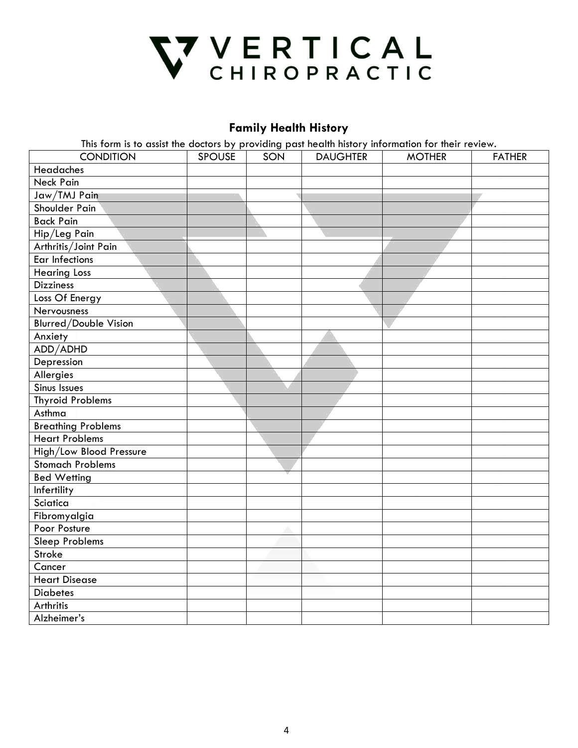# VERTICAL CHIROPRACTIC

## Family Health History

This form is to assist the doctors by providing past health history information for their review.

| CONDITION | SPOUSE | SON | DAUGHTER | MOTHER | FATHER |
|---|---|---|---|---|---|
| Headaches | | | | | |
| Neck Pain | | | | | |
| Jaw/TMJ Pain | | | | | |
| Shoulder Pain | | | | | |
| Back Pain | | | | | |
| Hip/Leg Pain | | | | | |
| Arthritis/Joint Pain | | | | | |
| Ear Infections | | | | | |
| Hearing Loss | | | | | |
| Dizziness | | | | | |
| Loss Of Energy | | | | | |
| Nervousness | | | | | |
| Blurred/Double Vision | | | | | |
| Anxiety | | | | | |
| ADD/ADHD | | | | | |
| Depression | | | | | |
| Allergies | | | | | |
| Sinus Issues | | | | | |
| Thyroid Problems | | | | | |
| Asthma | | | | | |
| Breathing Problems | | | | | |
| Heart Problems | | | | | |
| High/Low Blood Pressure | | | | | |
| Stomach Problems | | | | | |
| Bed Wetting | | | | | |
| Infertility | | | | | |
| Sciatica | | | | | |
| Fibromyalgia | | | | | |
| Poor Posture | | | | | |
| Sleep Problems | | | | | |
| Stroke | | | | | |
| Cancer | | | | | |
| Heart Disease | | | | | |
| Diabetes | | | | | |
| Arthritis | | | | | |
| Alzheimer's | | | | | |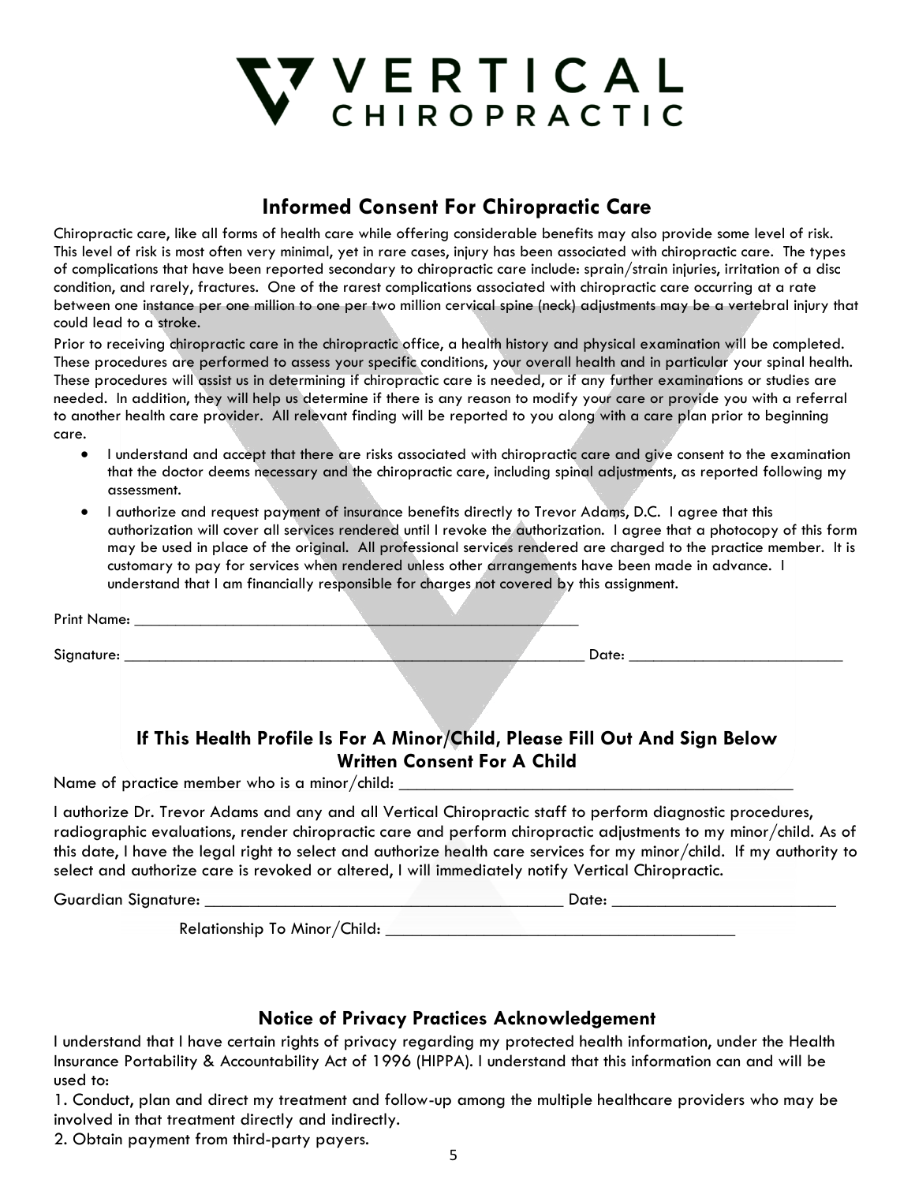# VERTICAL CHIROPRACTIC

## Informed Consent For Chiropractic Care

Chiropractic care, like all forms of health care while offering considerable benefits may also provide some level of risk. This level of risk is most often very minimal, yet in rare cases, injury has been associated with chiropractic care. The types of complications that have been reported secondary to chiropractic care include: sprain/strain injuries, irritation of a disc condition, and rarely, fractures. One of the rarest complications associated with chiropractic care occurring at a rate between one instance per one million to one per two million cervical spine (neck) adjustments may be a vertebral injury that could lead to a stroke.

Prior to receiving chiropractic care in the chiropractic office, a health history and physical examination will be completed. These procedures are performed to assess your specific conditions, your overall health and in particular your spinal health. These procedures will assist us in determining if chiropractic care is needed, or if any further examinations or studies are needed. In addition, they will help us determine if there is any reason to modify your care or provide you with a referral to another health care provider. All relevant finding will be reported to you along with a care plan prior to beginning care.

- I understand and accept that there are risks associated with chiropractic care and give consent to the examination that the doctor deems necessary and the chiropractic care, including spinal adjustments, as reported following my assessment.
- I authorize and request payment of insurance benefits directly to Trevor Adams, D.C. I agree that this authorization will cover all services rendered until I revoke the authorization. I agree that a photocopy of this form may be used in place of the original. All professional services rendered are charged to the practice member. It is customary to pay for services when rendered unless other arrangements have been made in advance. I understand that I am financially responsible for charges not covered by this assignment.

Print Name: ______________________________________________________

Signature: ________________________________________________________ Date: _________________________

### If This Health Profile Is For A Minor/Child, Please Fill Out And Sign Below
### Written Consent For A Child

Name of practice member who is a minor/child: ____________________________________________

I authorize Dr. Trevor Adams and any and all Vertical Chiropractic staff to perform diagnostic procedures, radiographic evaluations, render chiropractic care and perform chiropractic adjustments to my minor/child. As of this date, I have the legal right to select and authorize health care services for my minor/child. If my authority to select and authorize care is revoked or altered, I will immediately notify Vertical Chiropractic.

Guardian Signature: ________________________________________ Date: _________________________

Relationship To Minor/Child: ________________________________________

## Notice of Privacy Practices Acknowledgement

I understand that I have certain rights of privacy regarding my protected health information, under the Health Insurance Portability & Accountability Act of 1996 (HIPPA). I understand that this information can and will be used to:

1. Conduct, plan and direct my treatment and follow-up among the multiple healthcare providers who may be involved in that treatment directly and indirectly.
2. Obtain payment from third-party payers.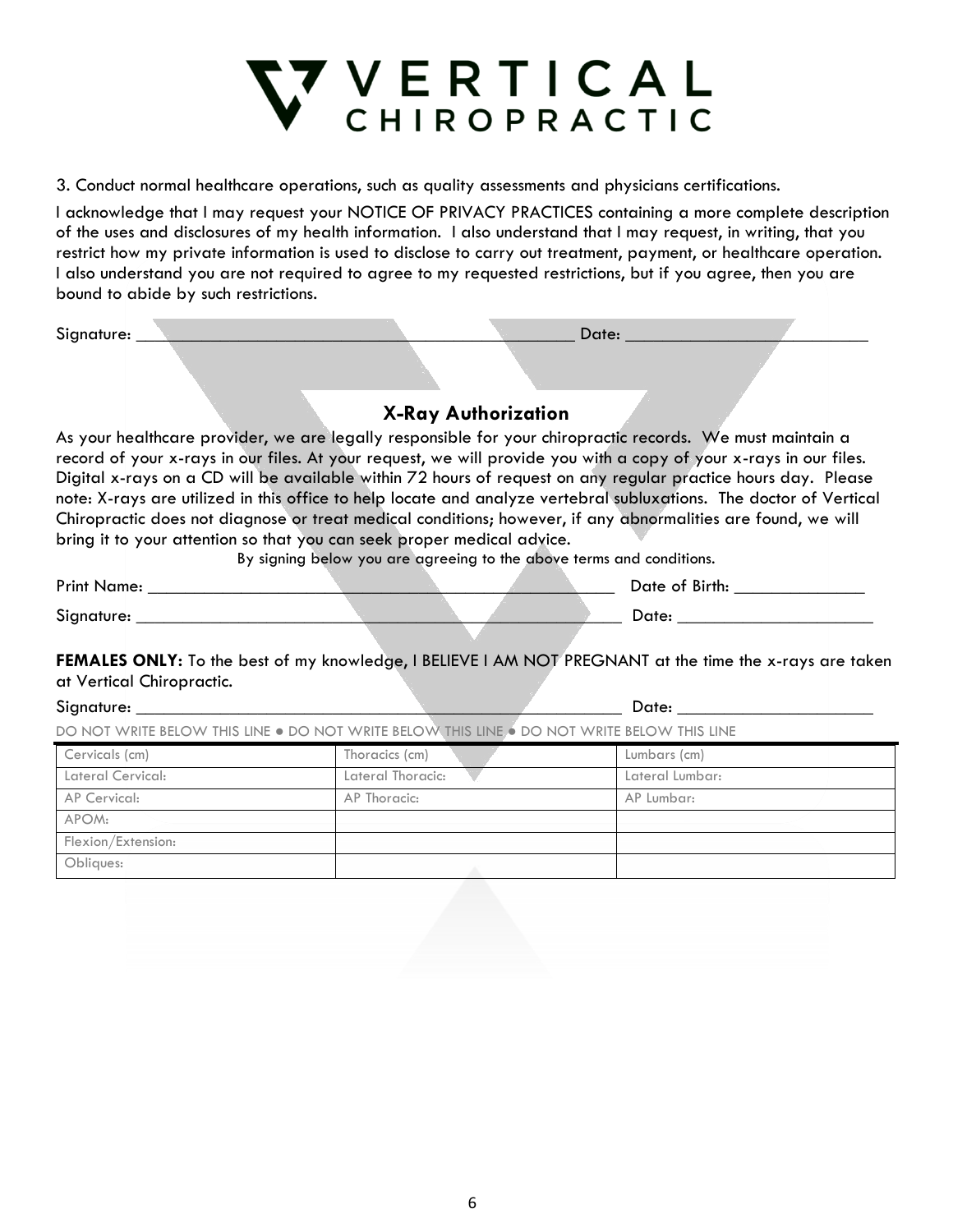# VERTICAL CHIROPRACTIC

3. Conduct normal healthcare operations, such as quality assessments and physicians certifications.

I acknowledge that I may request your NOTICE OF PRIVACY PRACTICES containing a more complete description of the uses and disclosures of my health information. I also understand that I may request, in writing, that you restrict how my private information is used to disclose to carry out treatment, payment, or healthcare operation. I also understand you are not required to agree to my requested restrictions, but if you agree, then you are bound to abide by such restrictions.

Signature: ______________________________________________ Date: __________________________

## X-Ray Authorization

As your healthcare provider, we are legally responsible for your chiropractic records. We must maintain a record of your x-rays in our files. At your request, we will provide you with a copy of your x-rays in our files. Digital x-rays on a CD will be available within 72 hours of request on any regular practice hours day. Please note: X-rays are utilized in this office to help locate and analyze vertebral subluxations. The doctor of Vertical Chiropractic does not diagnose or treat medical conditions; however, if any abnormalities are found, we will bring it to your attention so that you can seek proper medical advice.

By signing below you are agreeing to the above terms and conditions.

Print Name: ____________________________________________________ Date of Birth: ______________

Signature: _____________________________________________________ Date: _____________________

**FEMALES ONLY:** To the best of my knowledge, I BELIEVE I AM NOT PREGNANT at the time the x-rays are taken at Vertical Chiropractic.

Signature: _____________________________________________________ Date: _____________________

DO NOT WRITE BELOW THIS LINE ● DO NOT WRITE BELOW THIS LINE ● DO NOT WRITE BELOW THIS LINE

| Cervicals (cm) | Thoracics (cm) | Lumbars (cm) |
|---|---|---|
| Lateral Cervical: | Lateral Thoracic: | Lateral Lumbar: |
| AP Cervical: | AP Thoracic: | AP Lumbar: |
| APOM: | | |
| Flexion/Extension: | | |
| Obliques: | | |